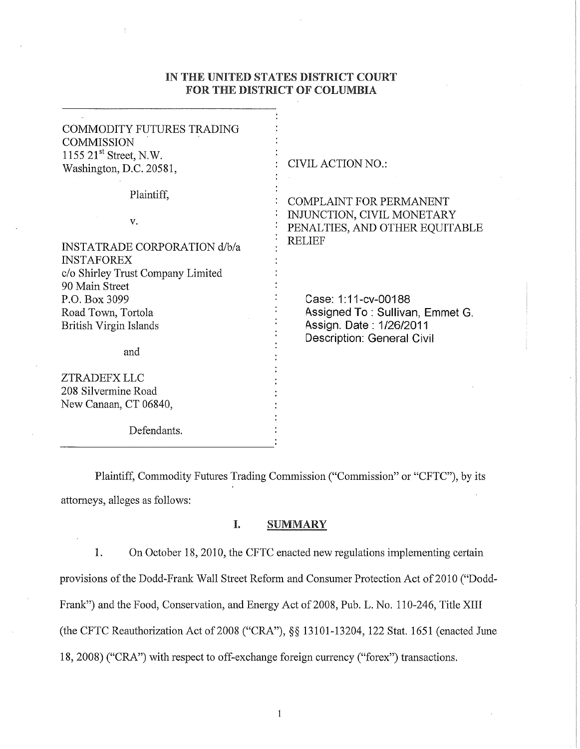# IN THE UNITED STATES DISTRICT COURT FOR THE DISTRICT OF COLUMBIA

COMMODITY FUTURES TRADING COMMISSION
1155 21st Street, N.W.
Washington, D.C. 20581,

Plaintiff,

v.

INSTATRADE CORPORATION d/b/a INSTAFOREX
c/o Shirley Trust Company Limited
90 Main Street
P.O. Box 3099
Road Town, Tortola
British Virgin Islands

and

ZTRADEFX LLC
208 Silvermine Road
New Canaan, CT 06840,

Defendants.

CIVIL ACTION NO.:

COMPLAINT FOR PERMANENT INJUNCTION, CIVIL MONETARY PENALTIES, AND OTHER EQUITABLE RELIEF

Case: 1:11-cv-00188
Assigned To : Sullivan, Emmet G.
Assign. Date : 1/26/2011
Description: General Civil

Plaintiff, Commodity Futures Trading Commission ("Commission" or "CFTC"), by its attorneys, alleges as follows:

## I. SUMMARY

1. On October 18, 2010, the CFTC enacted new regulations implementing certain provisions of the Dodd-Frank Wall Street Reform and Consumer Protection Act of 2010 ("Dodd-Frank") and the Food, Conservation, and Energy Act of 2008, Pub. L. No. 110-246, Title XIII (the CFTC Reauthorization Act of 2008 ("CRA"), §§ 13101-13204, 122 Stat. 1651 (enacted June 18, 2008) ("CRA") with respect to off-exchange foreign currency ("forex") transactions.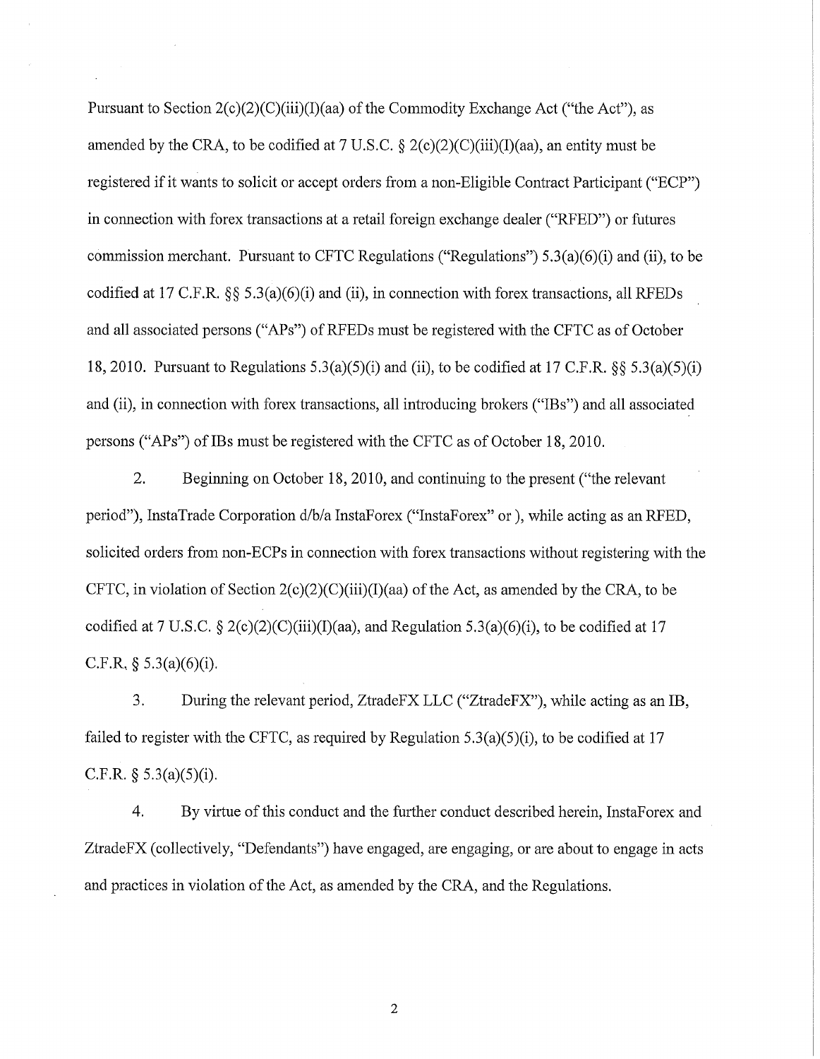Pursuant to Section 2(c)(2)(C)(iii)(I)(aa) of the Commodity Exchange Act ("the Act"), as amended by the CRA, to be codified at 7 U.S.C. § 2(c)(2)(C)(iii)(I)(aa), an entity must be registered if it wants to solicit or accept orders from a non-Eligible Contract Participant ("ECP") in connection with forex transactions at a retail foreign exchange dealer ("RFED") or futures commission merchant. Pursuant to CFTC Regulations ("Regulations") 5.3(a)(6)(i) and (ii), to be codified at 17 C.F.R. §§ 5.3(a)(6)(i) and (ii), in connection with forex transactions, all RFEDs and all associated persons ("APs") of RFEDs must be registered with the CFTC as of October 18, 2010. Pursuant to Regulations 5.3(a)(5)(i) and (ii), to be codified at 17 C.F.R. §§ 5.3(a)(5)(i) and (ii), in connection with forex transactions, all introducing brokers ("IBs") and all associated persons ("APs") of IBs must be registered with the CFTC as of October 18, 2010.

2. Beginning on October 18, 2010, and continuing to the present ("the relevant period"), InstaTrade Corporation d/b/a InstaForex ("InstaForex" or ), while acting as an RFED, solicited orders from non-ECPs in connection with forex transactions without registering with the CFTC, in violation of Section 2(c)(2)(C)(iii)(I)(aa) of the Act, as amended by the CRA, to be codified at 7 U.S.C. § 2(c)(2)(C)(iii)(I)(aa), and Regulation 5.3(a)(6)(i), to be codified at 17 C.F.R. § 5.3(a)(6)(i).

3. During the relevant period, ZtradeFX LLC ("ZtradeFX"), while acting as an IB, failed to register with the CFTC, as required by Regulation 5.3(a)(5)(i), to be codified at 17 C.F.R. § 5.3(a)(5)(i).

4. By virtue of this conduct and the further conduct described herein, InstaForex and ZtradeFX (collectively, "Defendants") have engaged, are engaging, or are about to engage in acts and practices in violation of the Act, as amended by the CRA, and the Regulations.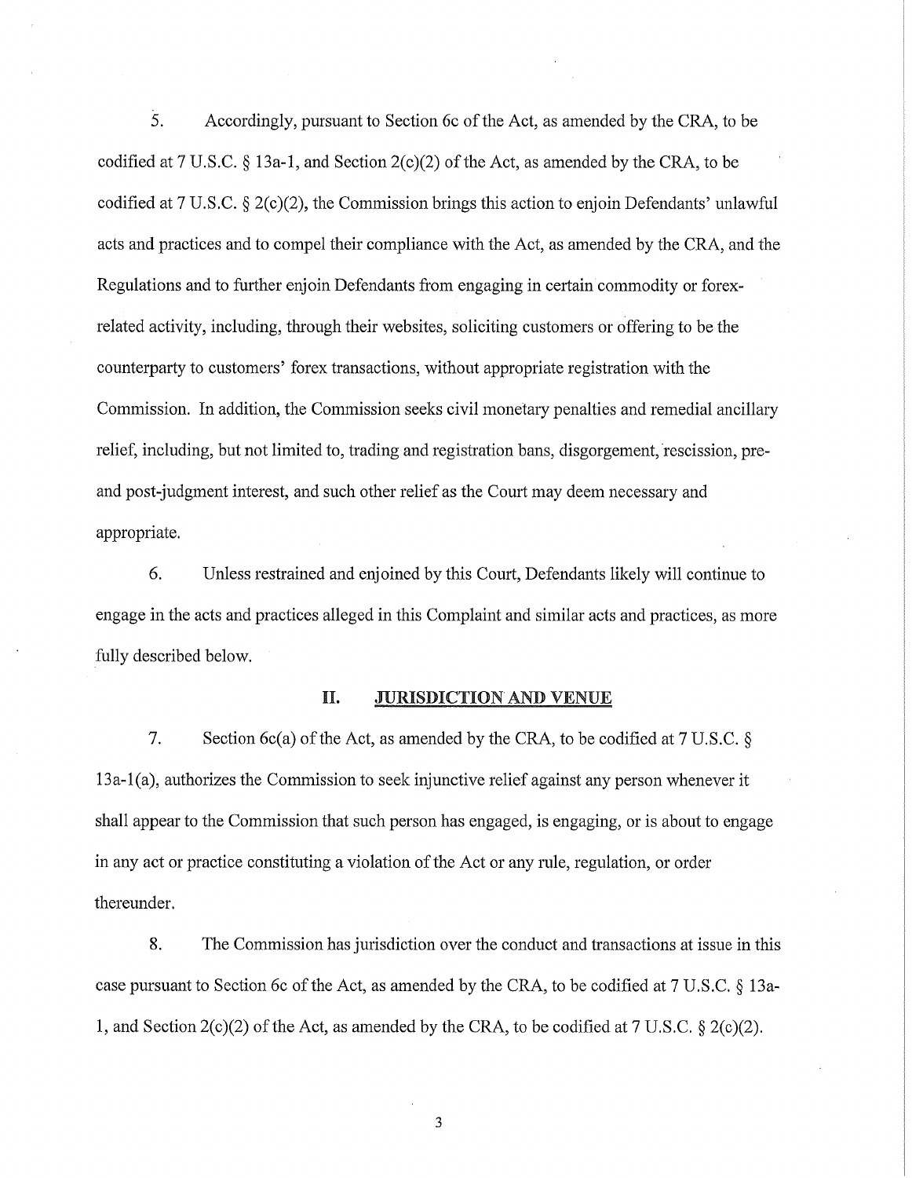5. Accordingly, pursuant to Section 6c of the Act, as amended by the CRA, to be codified at 7 U.S.C. § 13a-1, and Section 2(c)(2) of the Act, as amended by the CRA, to be codified at 7 U.S.C. § 2(c)(2), the Commission brings this action to enjoin Defendants' unlawful acts and practices and to compel their compliance with the Act, as amended by the CRA, and the Regulations and to further enjoin Defendants from engaging in certain commodity or forex-related activity, including, through their websites, soliciting customers or offering to be the counterparty to customers' forex transactions, without appropriate registration with the Commission. In addition, the Commission seeks civil monetary penalties and remedial ancillary relief, including, but not limited to, trading and registration bans, disgorgement, rescission, pre- and post-judgment interest, and such other relief as the Court may deem necessary and appropriate.

6. Unless restrained and enjoined by this Court, Defendants likely will continue to engage in the acts and practices alleged in this Complaint and similar acts and practices, as more fully described below.

## II. JURISDICTION AND VENUE

7. Section 6c(a) of the Act, as amended by the CRA, to be codified at 7 U.S.C. § 13a-1(a), authorizes the Commission to seek injunctive relief against any person whenever it shall appear to the Commission that such person has engaged, is engaging, or is about to engage in any act or practice constituting a violation of the Act or any rule, regulation, or order thereunder.

8. The Commission has jurisdiction over the conduct and transactions at issue in this case pursuant to Section 6c of the Act, as amended by the CRA, to be codified at 7 U.S.C. § 13a-1, and Section 2(c)(2) of the Act, as amended by the CRA, to be codified at 7 U.S.C. § 2(c)(2).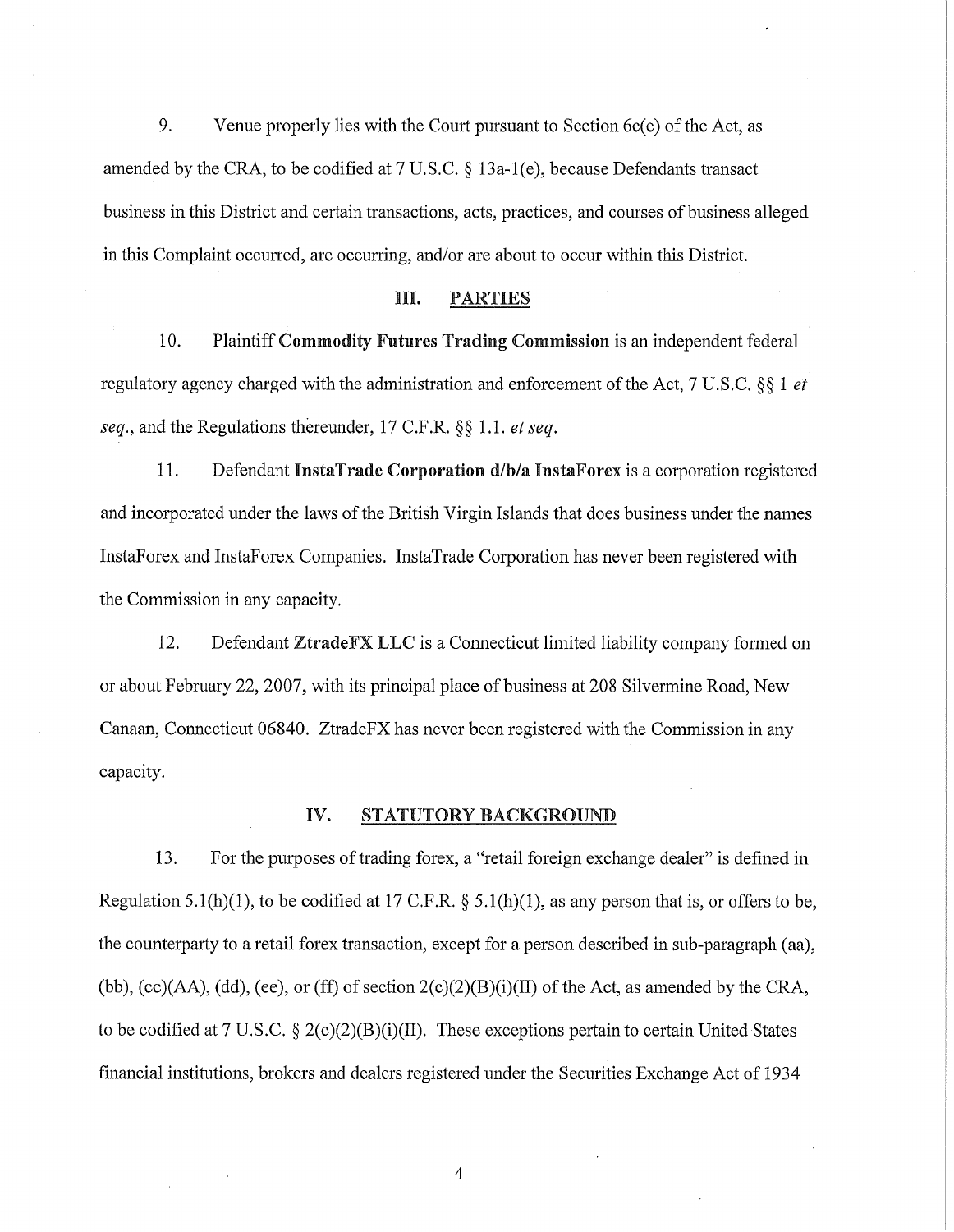9. Venue properly lies with the Court pursuant to Section 6c(e) of the Act, as amended by the CRA, to be codified at 7 U.S.C. § 13a-1(e), because Defendants transact business in this District and certain transactions, acts, practices, and courses of business alleged in this Complaint occurred, are occurring, and/or are about to occur within this District.

## III. PARTIES

10. Plaintiff **Commodity Futures Trading Commission** is an independent federal regulatory agency charged with the administration and enforcement of the Act, 7 U.S.C. §§ 1 *et seq.*, and the Regulations thereunder, 17 C.F.R. §§ 1.1. *et seq.*

11. Defendant **InstaTrade Corporation d/b/a InstaForex** is a corporation registered and incorporated under the laws of the British Virgin Islands that does business under the names InstaForex and InstaForex Companies. InstaTrade Corporation has never been registered with the Commission in any capacity.

12. Defendant **ZtradeFX LLC** is a Connecticut limited liability company formed on or about February 22, 2007, with its principal place of business at 208 Silvermine Road, New Canaan, Connecticut 06840. ZtradeFX has never been registered with the Commission in any capacity.

## IV. STATUTORY BACKGROUND

13. For the purposes of trading forex, a "retail foreign exchange dealer" is defined in Regulation 5.1(h)(1), to be codified at 17 C.F.R. § 5.1(h)(1), as any person that is, or offers to be, the counterparty to a retail forex transaction, except for a person described in sub-paragraph (aa), (bb), (cc)(AA), (dd), (ee), or (ff) of section 2(c)(2)(B)(i)(II) of the Act, as amended by the CRA, to be codified at 7 U.S.C. § 2(c)(2)(B)(i)(II). These exceptions pertain to certain United States financial institutions, brokers and dealers registered under the Securities Exchange Act of 1934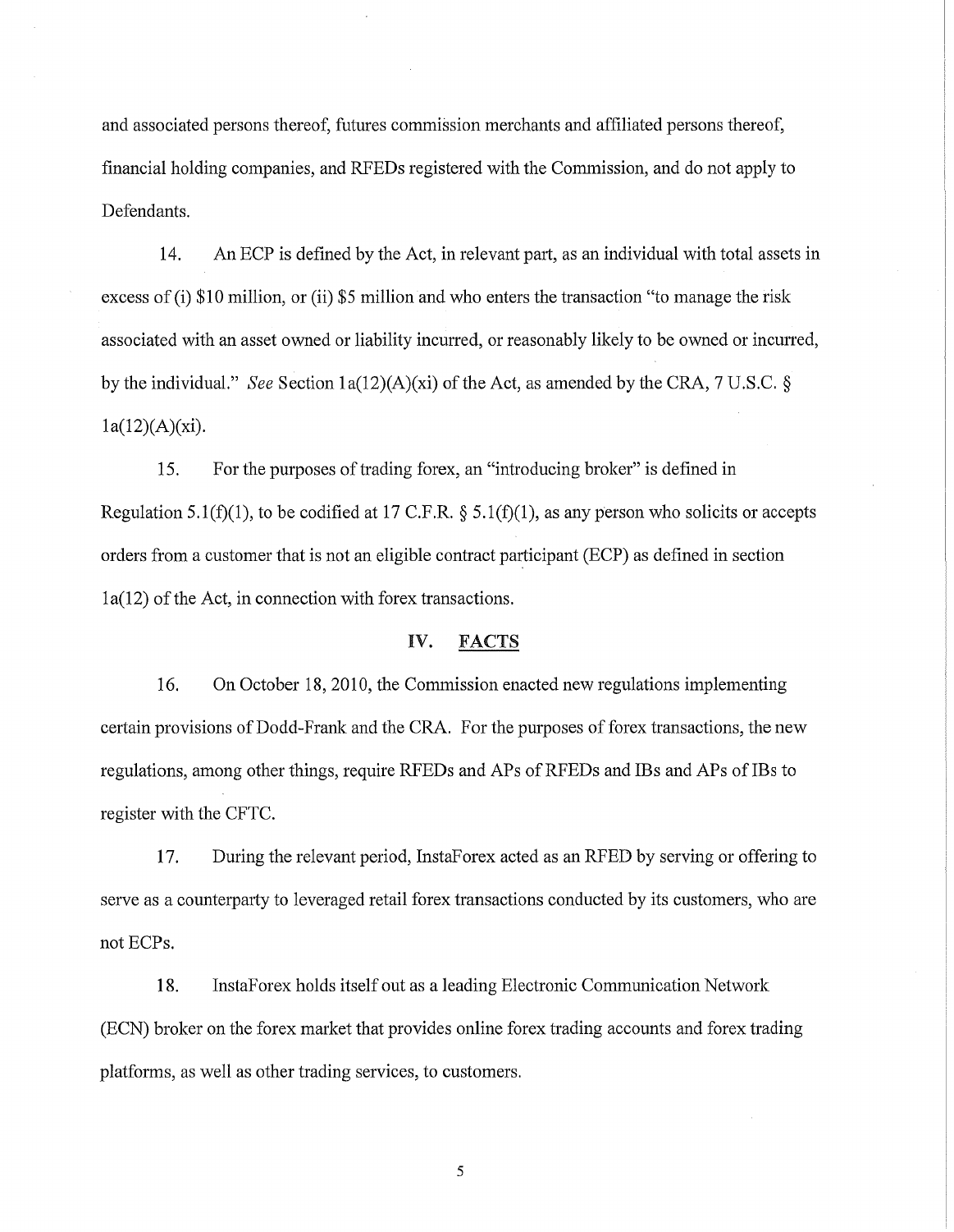and associated persons thereof, futures commission merchants and affiliated persons thereof, financial holding companies, and RFEDs registered with the Commission, and do not apply to Defendants.

14. An ECP is defined by the Act, in relevant part, as an individual with total assets in excess of (i) $10 million, or (ii) $5 million and who enters the transaction "to manage the risk associated with an asset owned or liability incurred, or reasonably likely to be owned or incurred, by the individual." *See* Section 1a(12)(A)(xi) of the Act, as amended by the CRA, 7 U.S.C. § 1a(12)(A)(xi).

15. For the purposes of trading forex, an "introducing broker" is defined in Regulation 5.1(f)(1), to be codified at 17 C.F.R. § 5.1(f)(1), as any person who solicits or accepts orders from a customer that is not an eligible contract participant (ECP) as defined in section 1a(12) of the Act, in connection with forex transactions.

## IV. FACTS

16. On October 18, 2010, the Commission enacted new regulations implementing certain provisions of Dodd-Frank and the CRA. For the purposes of forex transactions, the new regulations, among other things, require RFEDs and APs of RFEDs and IBs and APs of IBs to register with the CFTC.

17. During the relevant period, InstaForex acted as an RFED by serving or offering to serve as a counterparty to leveraged retail forex transactions conducted by its customers, who are not ECPs.

18. InstaForex holds itself out as a leading Electronic Communication Network (ECN) broker on the forex market that provides online forex trading accounts and forex trading platforms, as well as other trading services, to customers.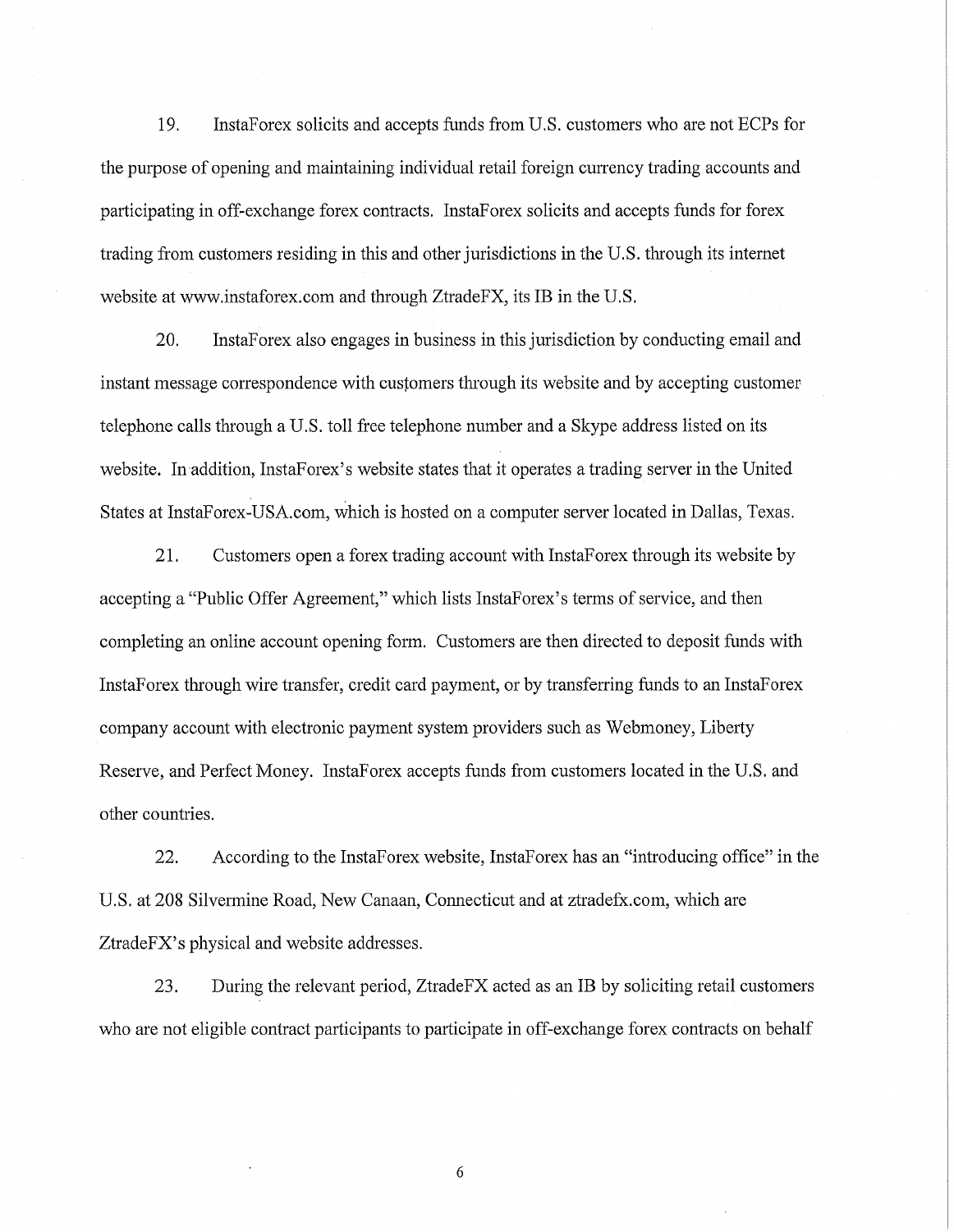19. InstaForex solicits and accepts funds from U.S. customers who are not ECPs for the purpose of opening and maintaining individual retail foreign currency trading accounts and participating in off-exchange forex contracts. InstaForex solicits and accepts funds for forex trading from customers residing in this and other jurisdictions in the U.S. through its internet website at www.instaforex.com and through ZtradeFX, its IB in the U.S.

20. InstaForex also engages in business in this jurisdiction by conducting email and instant message correspondence with customers through its website and by accepting customer telephone calls through a U.S. toll free telephone number and a Skype address listed on its website. In addition, InstaForex's website states that it operates a trading server in the United States at InstaForex-USA.com, which is hosted on a computer server located in Dallas, Texas.

21. Customers open a forex trading account with InstaForex through its website by accepting a "Public Offer Agreement," which lists InstaForex's terms of service, and then completing an online account opening form. Customers are then directed to deposit funds with InstaForex through wire transfer, credit card payment, or by transferring funds to an InstaForex company account with electronic payment system providers such as Webmoney, Liberty Reserve, and Perfect Money. InstaForex accepts funds from customers located in the U.S. and other countries.

22. According to the InstaForex website, InstaForex has an "introducing office" in the U.S. at 208 Silvermine Road, New Canaan, Connecticut and at ztradefx.com, which are ZtradeFX's physical and website addresses.

23. During the relevant period, ZtradeFX acted as an IB by soliciting retail customers who are not eligible contract participants to participate in off-exchange forex contracts on behalf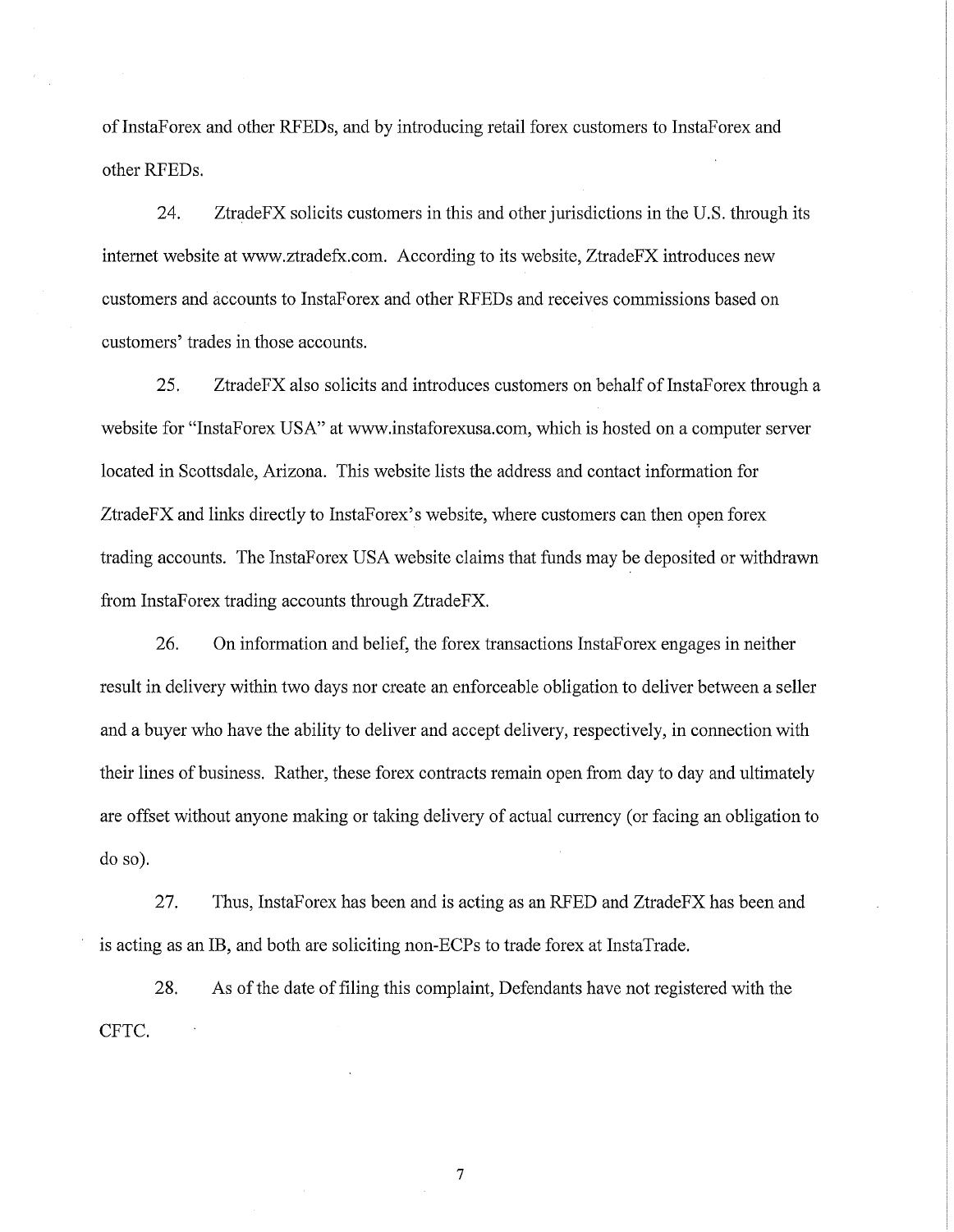of InstaForex and other RFEDs, and by introducing retail forex customers to InstaForex and other RFEDs.

24. ZtradeFX solicits customers in this and other jurisdictions in the U.S. through its internet website at www.ztradefx.com. According to its website, ZtradeFX introduces new customers and accounts to InstaForex and other RFEDs and receives commissions based on customers' trades in those accounts.

25. ZtradeFX also solicits and introduces customers on behalf of InstaForex through a website for "InstaForex USA" at www.instaforexusa.com, which is hosted on a computer server located in Scottsdale, Arizona. This website lists the address and contact information for ZtradeFX and links directly to InstaForex's website, where customers can then open forex trading accounts. The InstaForex USA website claims that funds may be deposited or withdrawn from InstaForex trading accounts through ZtradeFX.

26. On information and belief, the forex transactions InstaForex engages in neither result in delivery within two days nor create an enforceable obligation to deliver between a seller and a buyer who have the ability to deliver and accept delivery, respectively, in connection with their lines of business. Rather, these forex contracts remain open from day to day and ultimately are offset without anyone making or taking delivery of actual currency (or facing an obligation to do so).

27. Thus, InstaForex has been and is acting as an RFED and ZtradeFX has been and is acting as an IB, and both are soliciting non-ECPs to trade forex at InstaTrade.

28. As of the date of filing this complaint, Defendants have not registered with the CFTC.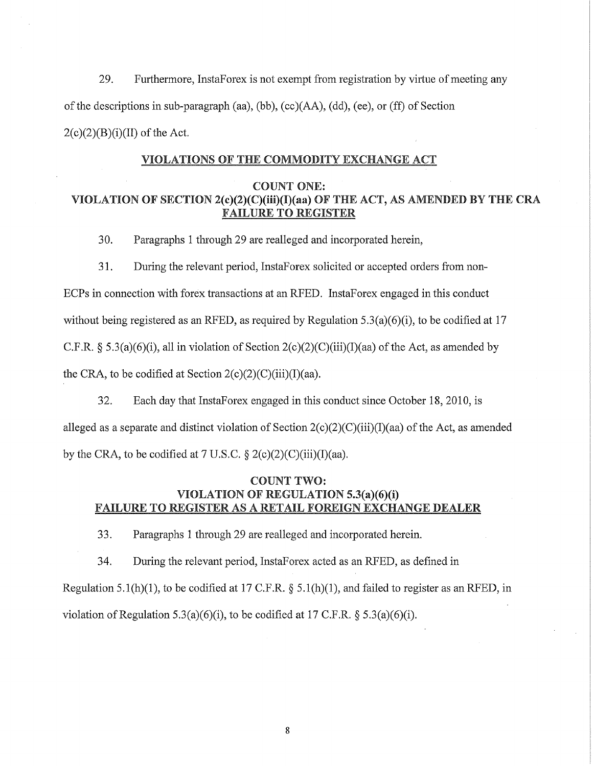29. Furthermore, InstaForex is not exempt from registration by virtue of meeting any of the descriptions in sub-paragraph (aa), (bb), (cc)(AA), (dd), (ee), or (ff) of Section 2(c)(2)(B)(i)(II) of the Act.

## <u>VIOLATIONS OF THE COMMODITY EXCHANGE ACT</u>

### COUNT ONE: VIOLATION OF SECTION 2(c)(2)(C)(iii)(I)(aa) OF THE ACT, AS AMENDED BY THE CRA <u>FAILURE TO REGISTER</u>

30. Paragraphs 1 through 29 are realleged and incorporated herein,

31. During the relevant period, InstaForex solicited or accepted orders from non-ECPs in connection with forex transactions at an RFED. InstaForex engaged in this conduct without being registered as an RFED, as required by Regulation 5.3(a)(6)(i), to be codified at 17 C.F.R. § 5.3(a)(6)(i), all in violation of Section 2(c)(2)(C)(iii)(I)(aa) of the Act, as amended by the CRA, to be codified at Section 2(c)(2)(C)(iii)(I)(aa).

32. Each day that InstaForex engaged in this conduct since October 18, 2010, is alleged as a separate and distinct violation of Section 2(c)(2)(C)(iii)(I)(aa) of the Act, as amended by the CRA, to be codified at 7 U.S.C. § 2(c)(2)(C)(iii)(I)(aa).

### COUNT TWO: VIOLATION OF REGULATION 5.3(a)(6)(i) <u>FAILURE TO REGISTER AS A RETAIL FOREIGN EXCHANGE DEALER</u>

33. Paragraphs 1 through 29 are realleged and incorporated herein.

34. During the relevant period, InstaForex acted as an RFED, as defined in Regulation 5.1(h)(1), to be codified at 17 C.F.R. § 5.1(h)(1), and failed to register as an RFED, in violation of Regulation 5.3(a)(6)(i), to be codified at 17 C.F.R. § 5.3(a)(6)(i).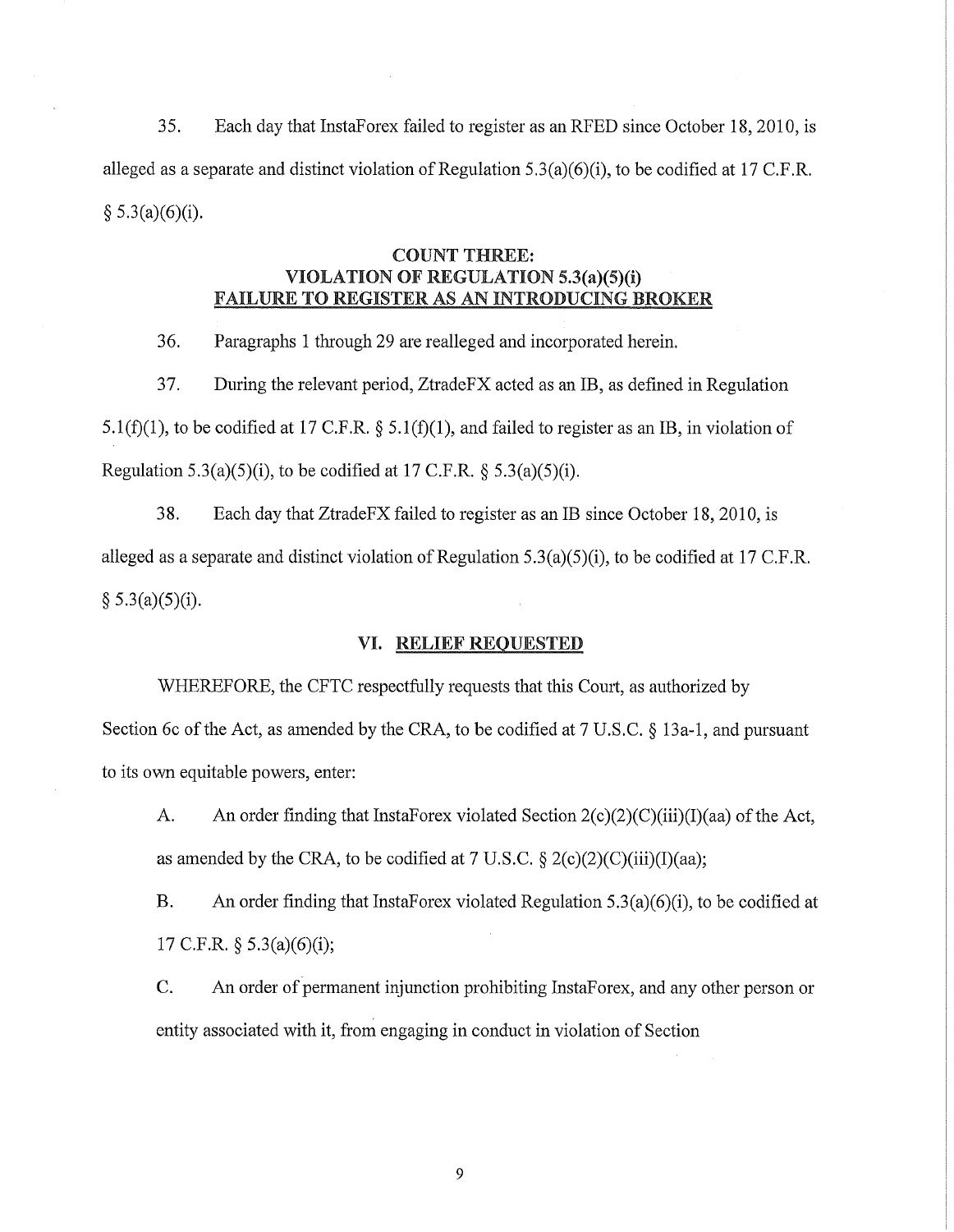35. Each day that InstaForex failed to register as an RFED since October 18, 2010, is alleged as a separate and distinct violation of Regulation 5.3(a)(6)(i), to be codified at 17 C.F.R. § 5.3(a)(6)(i).

**COUNT THREE:**
**VIOLATION OF REGULATION 5.3(a)(5)(i)**
**FAILURE TO REGISTER AS AN INTRODUCING BROKER**

36. Paragraphs 1 through 29 are realleged and incorporated herein.

37. During the relevant period, ZtradeFX acted as an IB, as defined in Regulation 5.1(f)(1), to be codified at 17 C.F.R. § 5.1(f)(1), and failed to register as an IB, in violation of Regulation 5.3(a)(5)(i), to be codified at 17 C.F.R. § 5.3(a)(5)(i).

38. Each day that ZtradeFX failed to register as an IB since October 18, 2010, is alleged as a separate and distinct violation of Regulation 5.3(a)(5)(i), to be codified at 17 C.F.R. § 5.3(a)(5)(i).

## VI. RELIEF REQUESTED

WHEREFORE, the CFTC respectfully requests that this Court, as authorized by Section 6c of the Act, as amended by the CRA, to be codified at 7 U.S.C. § 13a-1, and pursuant to its own equitable powers, enter:

A. An order finding that InstaForex violated Section 2(c)(2)(C)(iii)(I)(aa) of the Act, as amended by the CRA, to be codified at 7 U.S.C. § 2(c)(2)(C)(iii)(I)(aa);

B. An order finding that InstaForex violated Regulation 5.3(a)(6)(i), to be codified at 17 C.F.R. § 5.3(a)(6)(i);

C. An order of permanent injunction prohibiting InstaForex, and any other person or entity associated with it, from engaging in conduct in violation of Section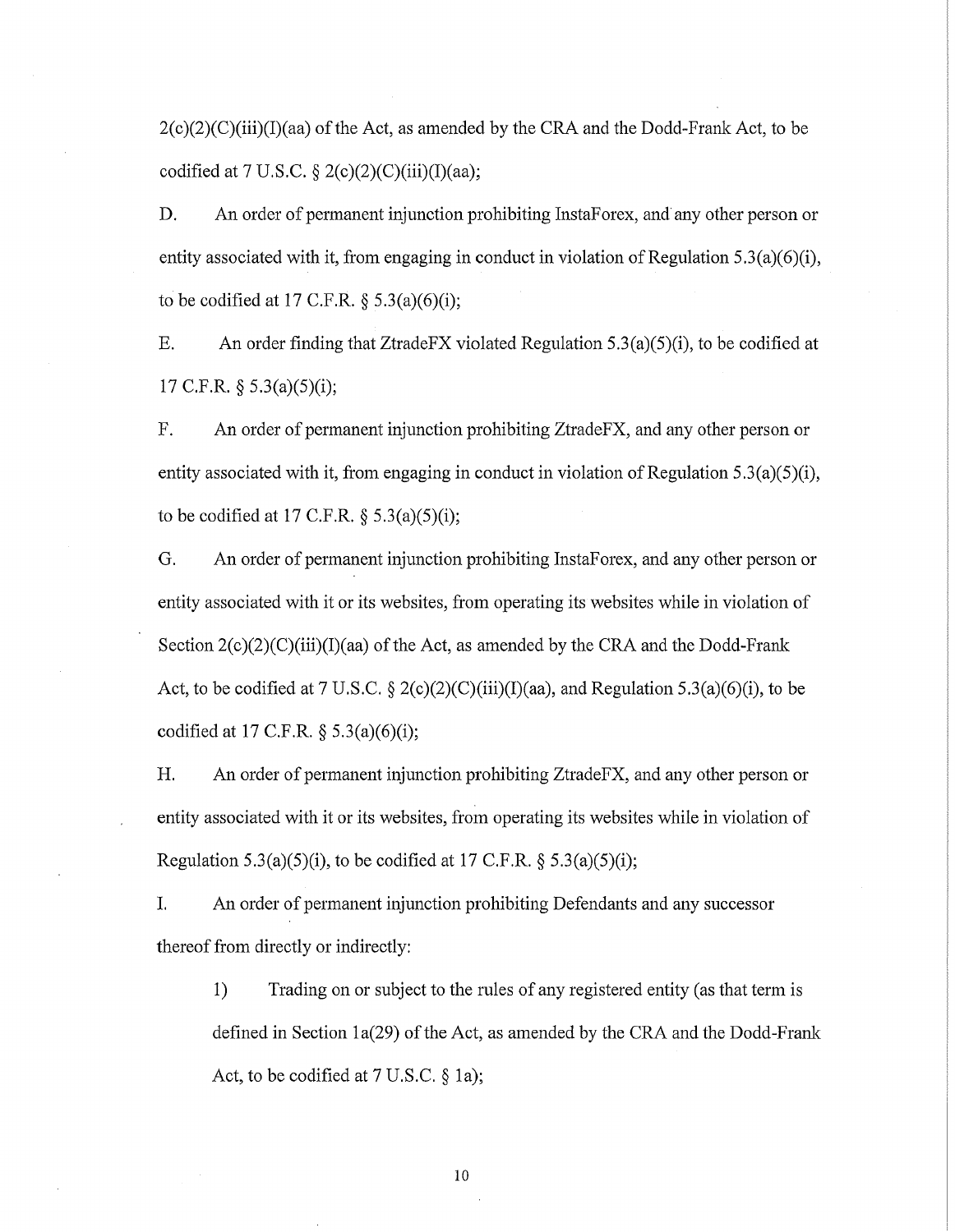2(c)(2)(C)(iii)(I)(aa) of the Act, as amended by the CRA and the Dodd-Frank Act, to be codified at 7 U.S.C. § 2(c)(2)(C)(iii)(I)(aa);

D. An order of permanent injunction prohibiting InstaForex, and any other person or entity associated with it, from engaging in conduct in violation of Regulation 5.3(a)(6)(i), to be codified at 17 C.F.R. § 5.3(a)(6)(i);

E. An order finding that ZtradeFX violated Regulation 5.3(a)(5)(i), to be codified at 17 C.F.R. § 5.3(a)(5)(i);

F. An order of permanent injunction prohibiting ZtradeFX, and any other person or entity associated with it, from engaging in conduct in violation of Regulation 5.3(a)(5)(i), to be codified at 17 C.F.R. § 5.3(a)(5)(i);

G. An order of permanent injunction prohibiting InstaForex, and any other person or entity associated with it or its websites, from operating its websites while in violation of Section 2(c)(2)(C)(iii)(I)(aa) of the Act, as amended by the CRA and the Dodd-Frank Act, to be codified at 7 U.S.C. § 2(c)(2)(C)(iii)(I)(aa), and Regulation 5.3(a)(6)(i), to be codified at 17 C.F.R. § 5.3(a)(6)(i);

H. An order of permanent injunction prohibiting ZtradeFX, and any other person or entity associated with it or its websites, from operating its websites while in violation of Regulation 5.3(a)(5)(i), to be codified at 17 C.F.R. § 5.3(a)(5)(i);

I. An order of permanent injunction prohibiting Defendants and any successor thereof from directly or indirectly:

1) Trading on or subject to the rules of any registered entity (as that term is defined in Section 1a(29) of the Act, as amended by the CRA and the Dodd-Frank Act, to be codified at 7 U.S.C. § 1a);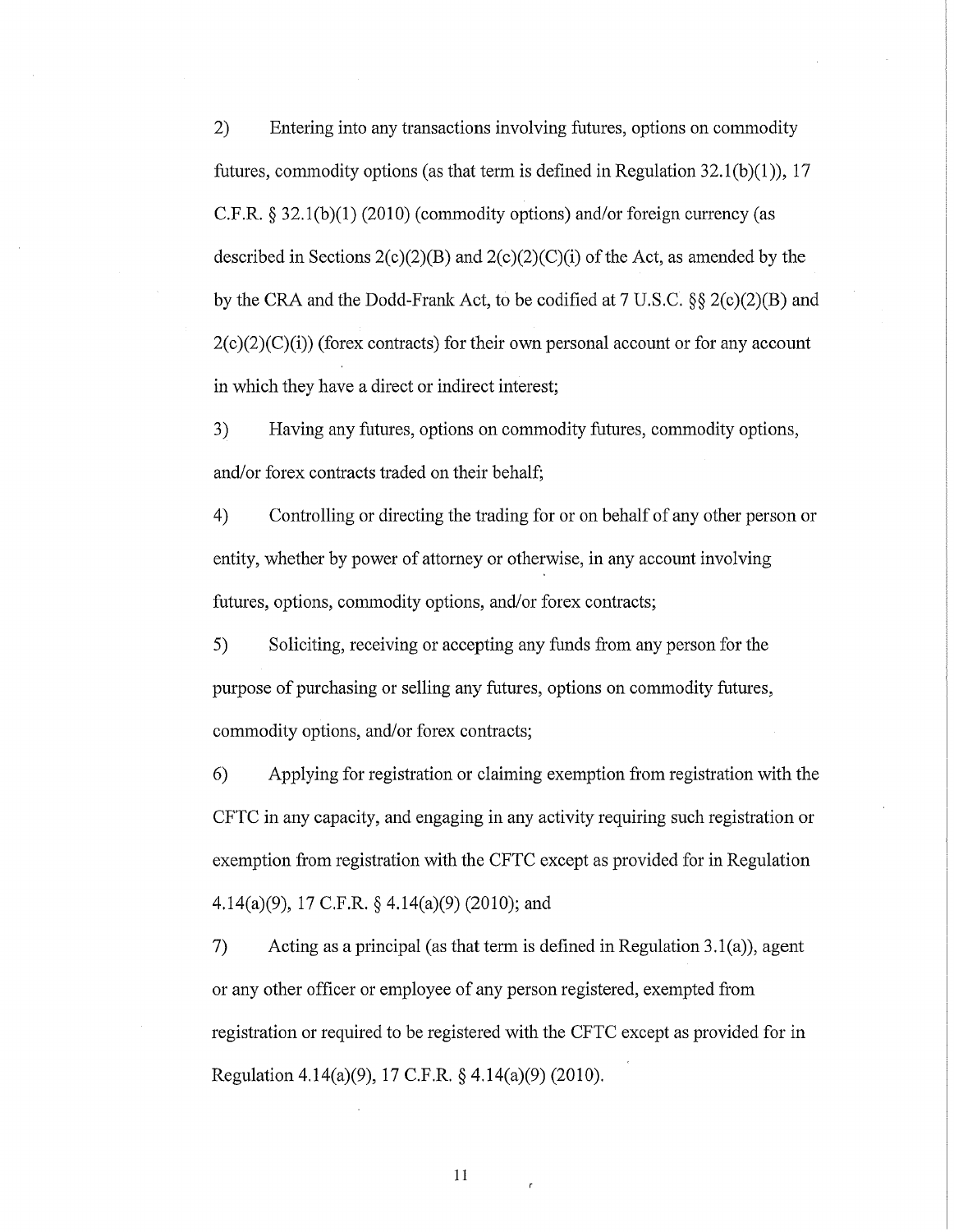2) Entering into any transactions involving futures, options on commodity futures, commodity options (as that term is defined in Regulation 32.1(b)(1)), 17 C.F.R. § 32.1(b)(1) (2010) (commodity options) and/or foreign currency (as described in Sections 2(c)(2)(B) and 2(c)(2)(C)(i) of the Act, as amended by the by the CRA and the Dodd-Frank Act, to be codified at 7 U.S.C. §§ 2(c)(2)(B) and 2(c)(2)(C)(i)) (forex contracts) for their own personal account or for any account in which they have a direct or indirect interest;

3) Having any futures, options on commodity futures, commodity options, and/or forex contracts traded on their behalf;

4) Controlling or directing the trading for or on behalf of any other person or entity, whether by power of attorney or otherwise, in any account involving futures, options, commodity options, and/or forex contracts;

5) Soliciting, receiving or accepting any funds from any person for the purpose of purchasing or selling any futures, options on commodity futures, commodity options, and/or forex contracts;

6) Applying for registration or claiming exemption from registration with the CFTC in any capacity, and engaging in any activity requiring such registration or exemption from registration with the CFTC except as provided for in Regulation 4.14(a)(9), 17 C.F.R. § 4.14(a)(9) (2010); and

7) Acting as a principal (as that term is defined in Regulation 3.1(a)), agent or any other officer or employee of any person registered, exempted from registration or required to be registered with the CFTC except as provided for in Regulation 4.14(a)(9), 17 C.F.R. § 4.14(a)(9) (2010).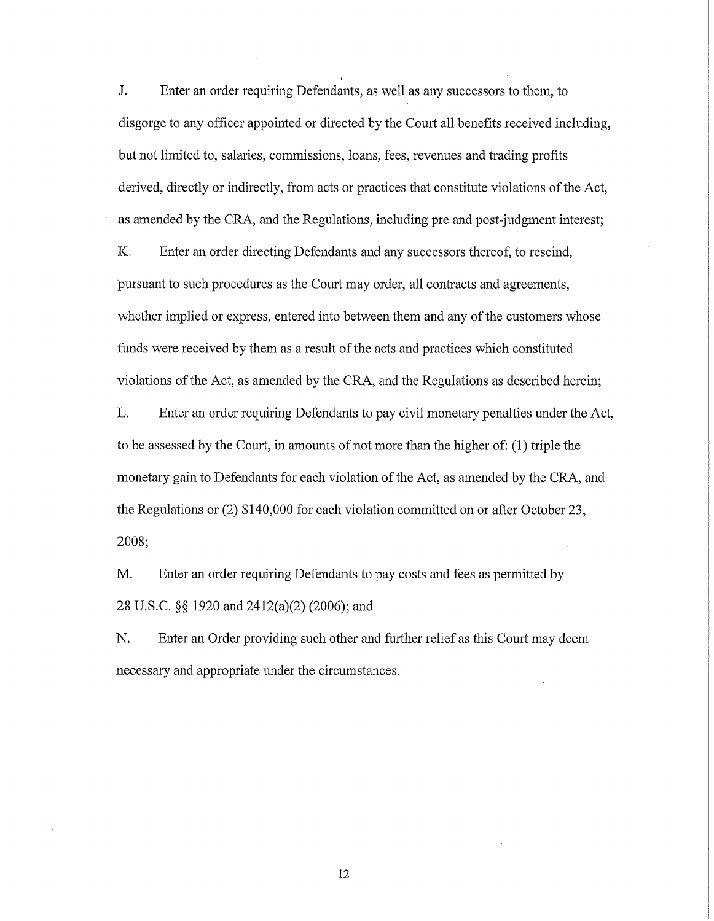J. Enter an order requiring Defendants, as well as any successors to them, to disgorge to any officer appointed or directed by the Court all benefits received including, but not limited to, salaries, commissions, loans, fees, revenues and trading profits derived, directly or indirectly, from acts or practices that constitute violations of the Act, as amended by the CRA, and the Regulations, including pre and post-judgment interest;

K. Enter an order directing Defendants and any successors thereof, to rescind, pursuant to such procedures as the Court may order, all contracts and agreements, whether implied or express, entered into between them and any of the customers whose funds were received by them as a result of the acts and practices which constituted violations of the Act, as amended by the CRA, and the Regulations as described herein;

L. Enter an order requiring Defendants to pay civil monetary penalties under the Act, to be assessed by the Court, in amounts of not more than the higher of: (1) triple the monetary gain to Defendants for each violation of the Act, as amended by the CRA, and the Regulations or (2) $140,000 for each violation committed on or after October 23, 2008;

M. Enter an order requiring Defendants to pay costs and fees as permitted by 28 U.S.C. §§ 1920 and 2412(a)(2) (2006); and

N. Enter an Order providing such other and further relief as this Court may deem necessary and appropriate under the circumstances.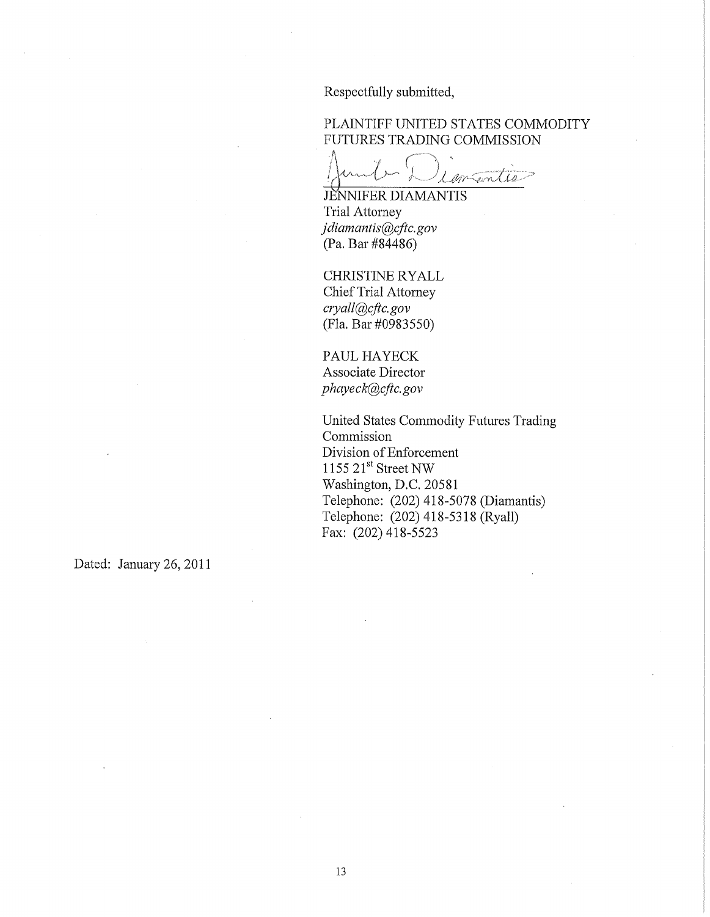Respectfully submitted,

PLAINTIFF UNITED STATES COMMODITY FUTURES TRADING COMMISSION

JENNIFER DIAMANTIS
Trial Attorney
*jdiamantis@cftc.gov*
(Pa. Bar #84486)

CHRISTINE RYALL
Chief Trial Attorney
*cryall@cftc.gov*
(Fla. Bar #0983550)

PAUL HAYECK
Associate Director
*phayeck@cftc.gov*

United States Commodity Futures Trading Commission
Division of Enforcement
1155 21st Street NW
Washington, D.C. 20581
Telephone: (202) 418-5078 (Diamantis)
Telephone: (202) 418-5318 (Ryall)
Fax: (202) 418-5523

Dated: January 26, 2011